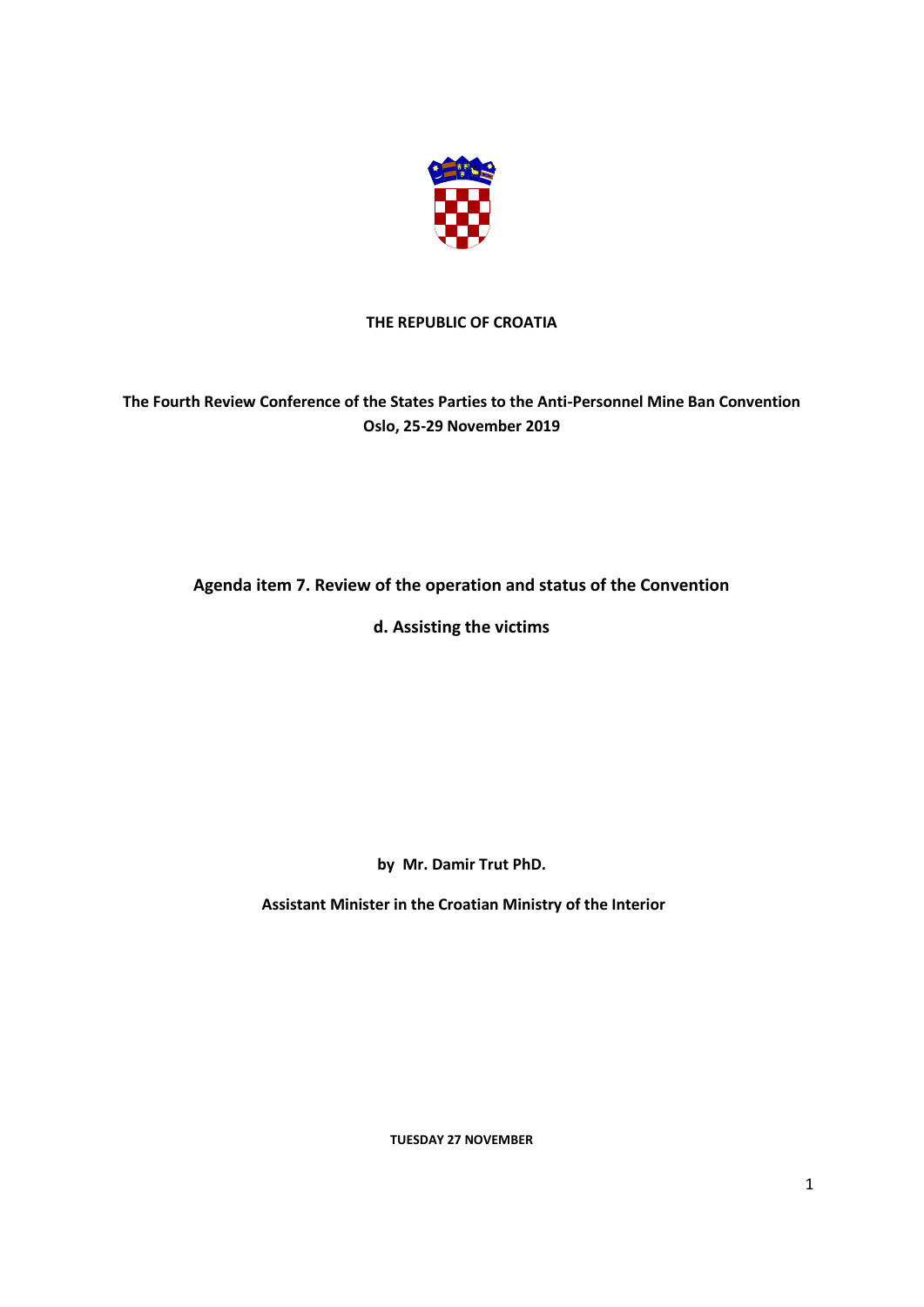**THE REPUBLIC OF CROATIA**

**The Fourth Review Conference of the States Parties to the Anti-Personnel Mine Ban Convention**
**Oslo, 25-29 November 2019**

## Agenda item 7. Review of the operation and status of the Convention

## d. Assisting the victims

**by Mr. Damir Trut PhD.**

**Assistant Minister in the Croatian Ministry of the Interior**

**TUESDAY 27 NOVEMBER**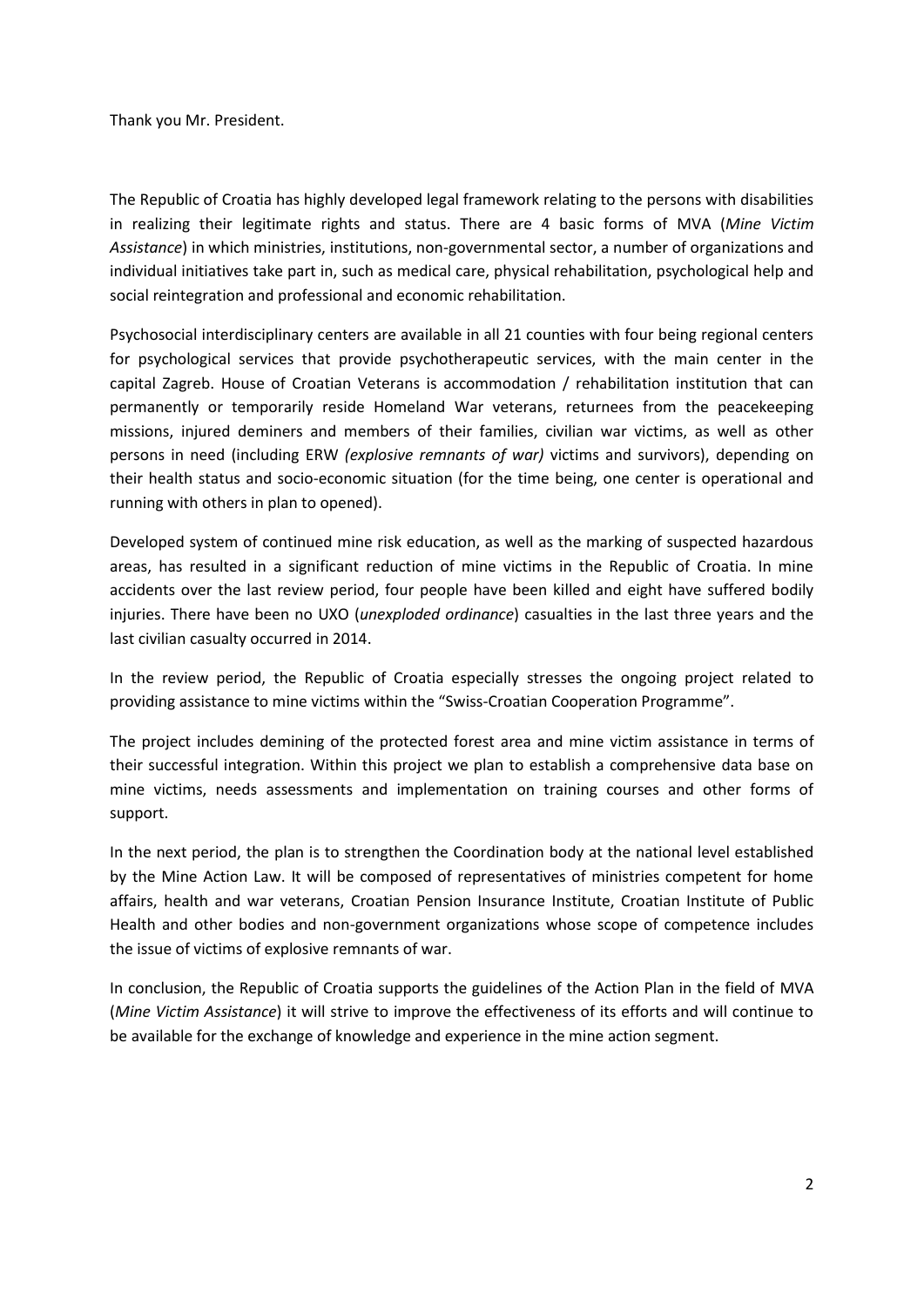Thank you Mr. President.

The Republic of Croatia has highly developed legal framework relating to the persons with disabilities in realizing their legitimate rights and status. There are 4 basic forms of MVA (*Mine Victim Assistance*) in which ministries, institutions, non-governmental sector, a number of organizations and individual initiatives take part in, such as medical care, physical rehabilitation, psychological help and social reintegration and professional and economic rehabilitation.

Psychosocial interdisciplinary centers are available in all 21 counties with four being regional centers for psychological services that provide psychotherapeutic services, with the main center in the capital Zagreb. House of Croatian Veterans is accommodation / rehabilitation institution that can permanently or temporarily reside Homeland War veterans, returnees from the peacekeeping missions, injured deminers and members of their families, civilian war victims, as well as other persons in need (including ERW *(explosive remnants of war)* victims and survivors), depending on their health status and socio-economic situation (for the time being, one center is operational and running with others in plan to opened).

Developed system of continued mine risk education, as well as the marking of suspected hazardous areas, has resulted in a significant reduction of mine victims in the Republic of Croatia. In mine accidents over the last review period, four people have been killed and eight have suffered bodily injuries. There have been no UXO (*unexploded ordinance*) casualties in the last three years and the last civilian casualty occurred in 2014.

In the review period, the Republic of Croatia especially stresses the ongoing project related to providing assistance to mine victims within the "Swiss-Croatian Cooperation Programme".

The project includes demining of the protected forest area and mine victim assistance in terms of their successful integration. Within this project we plan to establish a comprehensive data base on mine victims, needs assessments and implementation on training courses and other forms of support.

In the next period, the plan is to strengthen the Coordination body at the national level established by the Mine Action Law. It will be composed of representatives of ministries competent for home affairs, health and war veterans, Croatian Pension Insurance Institute, Croatian Institute of Public Health and other bodies and non-government organizations whose scope of competence includes the issue of victims of explosive remnants of war.

In conclusion, the Republic of Croatia supports the guidelines of the Action Plan in the field of MVA (*Mine Victim Assistance*) it will strive to improve the effectiveness of its efforts and will continue to be available for the exchange of knowledge and experience in the mine action segment.